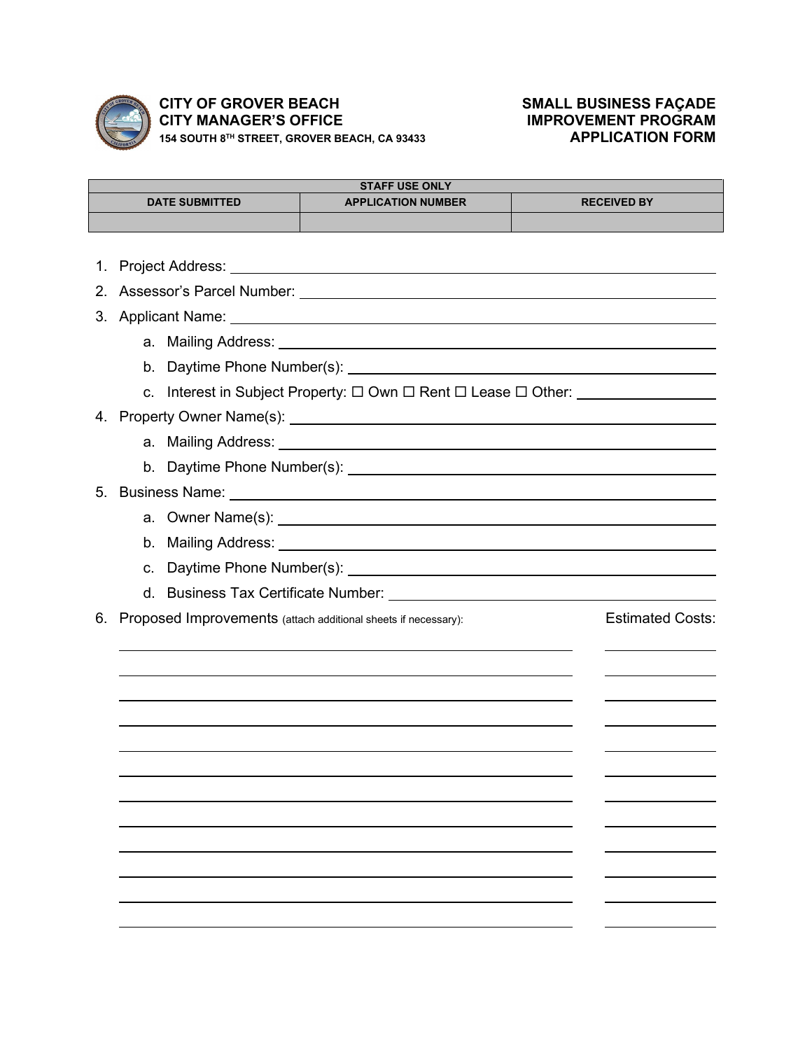**CITY OF GROVER BEACH**
**CITY MANAGER'S OFFICE**
**154 SOUTH 8TH STREET, GROVER BEACH, CA 93433**

# SMALL BUSINESS FAÇADE IMPROVEMENT PROGRAM APPLICATION FORM

| STAFF USE ONLY | | |
|---|---|---|
| **DATE SUBMITTED** | **APPLICATION NUMBER** | **RECEIVED BY** |
| | | |

1. Project Address: ______________________________
2. Assessor's Parcel Number: ______________________________
3. Applicant Name: ______________________________
   a. Mailing Address: ______________________________
   b. Daytime Phone Number(s): ______________________________
   c. Interest in Subject Property: ☐ Own ☐ Rent ☐ Lease ☐ Other: ______________
4. Property Owner Name(s): ______________________________
   a. Mailing Address: ______________________________
   b. Daytime Phone Number(s): ______________________________
5. Business Name: ______________________________
   a. Owner Name(s): ______________________________
   b. Mailing Address: ______________________________
   c. Daytime Phone Number(s): ______________________________
   d. Business Tax Certificate Number: ______________________________
6. Proposed Improvements (attach additional sheets if necessary):

| Proposed Improvements | Estimated Costs: |
|---|---|
| | |
| | |
| | |
| | |
| | |
| | |
| | |
| | |
| | |
| | |
| | |
| | |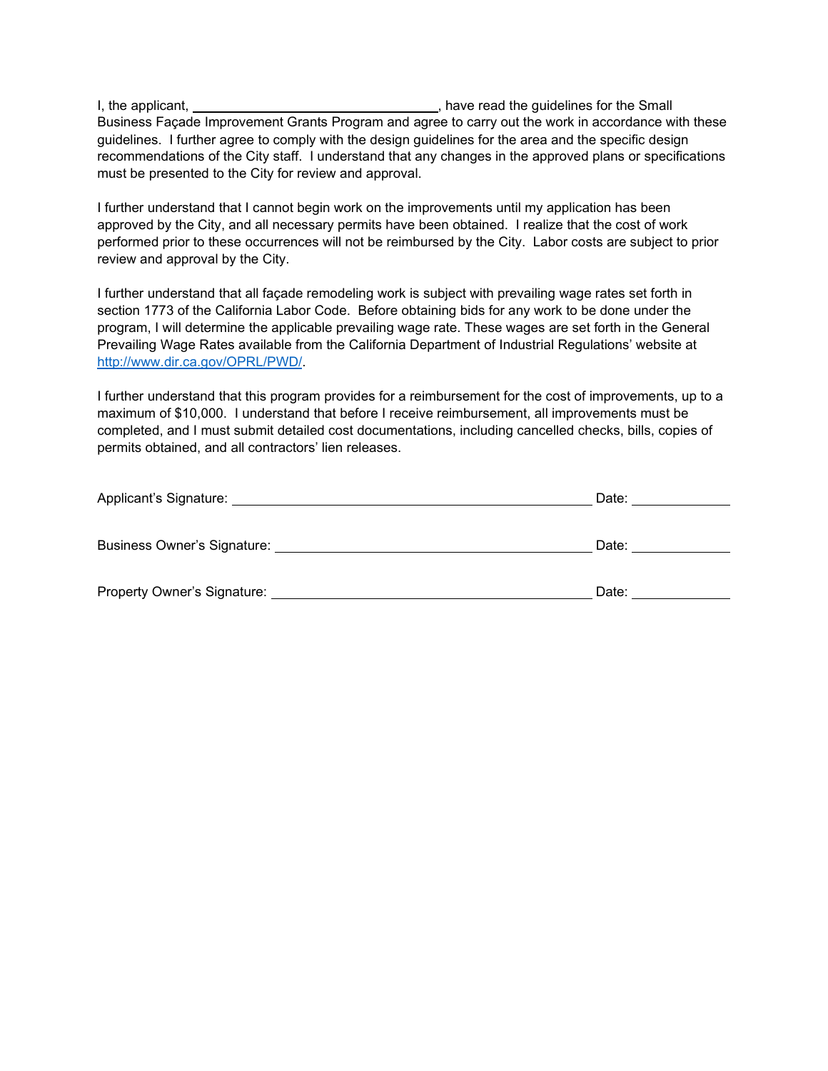I, the applicant, ________________________________, have read the guidelines for the Small Business Façade Improvement Grants Program and agree to carry out the work in accordance with these guidelines. I further agree to comply with the design guidelines for the area and the specific design recommendations of the City staff. I understand that any changes in the approved plans or specifications must be presented to the City for review and approval.

I further understand that I cannot begin work on the improvements until my application has been approved by the City, and all necessary permits have been obtained. I realize that the cost of work performed prior to these occurrences will not be reimbursed by the City. Labor costs are subject to prior review and approval by the City.

I further understand that all façade remodeling work is subject with prevailing wage rates set forth in section 1773 of the California Labor Code. Before obtaining bids for any work to be done under the program, I will determine the applicable prevailing wage rate. These wages are set forth in the General Prevailing Wage Rates available from the California Department of Industrial Regulations' website at [http://www.dir.ca.gov/OPRL/PWD/](http://www.dir.ca.gov/OPRL/PWD/).

I further understand that this program provides for a reimbursement for the cost of improvements, up to a maximum of $10,000. I understand that before I receive reimbursement, all improvements must be completed, and I must submit detailed cost documentations, including cancelled checks, bills, copies of permits obtained, and all contractors' lien releases.

Applicant's Signature: ________________________________________ Date: ____________

Business Owner's Signature: ____________________________________ Date: ____________

Property Owner's Signature: ____________________________________ Date: ____________